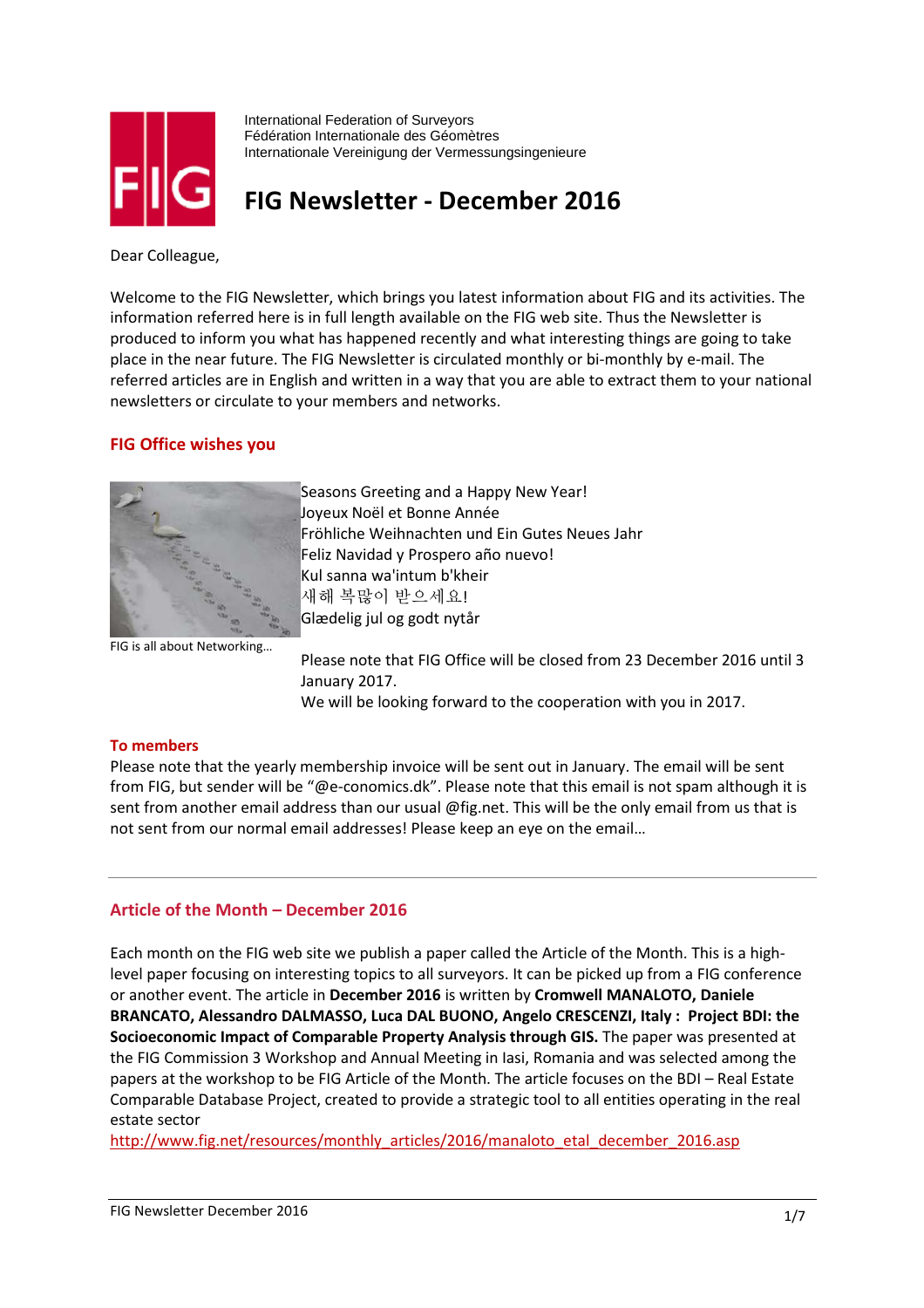International Federation of Surveyors
Fédération Internationale des Géomètres
Internationale Vereinigung der Vermessungsingenieure

# FIG Newsletter - December 2016

Dear Colleague,

Welcome to the FIG Newsletter, which brings you latest information about FIG and its activities. The information referred here is in full length available on the FIG web site. Thus the Newsletter is produced to inform you what has happened recently and what interesting things are going to take place in the near future. The FIG Newsletter is circulated monthly or bi-monthly by e-mail. The referred articles are in English and written in a way that you are able to extract them to your national newsletters or circulate to your members and networks.

## FIG Office wishes you

FIG is all about Networking…

Seasons Greeting and a Happy New Year!
Joyeux Noël et Bonne Année
Fröhliche Weihnachten und Ein Gutes Neues Jahr
Feliz Navidad y Prospero año nuevo!
Kul sanna wa'intum b'kheir
새해 복많이 받으세요!
Glædelig jul og godt nytår

Please note that FIG Office will be closed from 23 December 2016 until 3 January 2017.
We will be looking forward to the cooperation with you in 2017.

### To members

Please note that the yearly membership invoice will be sent out in January. The email will be sent from FIG, but sender will be "@e-conomics.dk". Please note that this email is not spam although it is sent from another email address than our usual @fig.net. This will be the only email from us that is not sent from our normal email addresses! Please keep an eye on the email…

---

## Article of the Month – December 2016

Each month on the FIG web site we publish a paper called the Article of the Month. This is a high-level paper focusing on interesting topics to all surveyors. It can be picked up from a FIG conference or another event. The article in **December 2016** is written by **Cromwell MANALOTO, Daniele BRANCATO, Alessandro DALMASSO, Luca DAL BUONO, Angelo CRESCENZI, Italy : Project BDI: the Socioeconomic Impact of Comparable Property Analysis through GIS.** The paper was presented at the FIG Commission 3 Workshop and Annual Meeting in Iasi, Romania and was selected among the papers at the workshop to be FIG Article of the Month. The article focuses on the BDI – Real Estate Comparable Database Project, created to provide a strategic tool to all entities operating in the real estate sector
http://www.fig.net/resources/monthly_articles/2016/manaloto_etal_december_2016.asp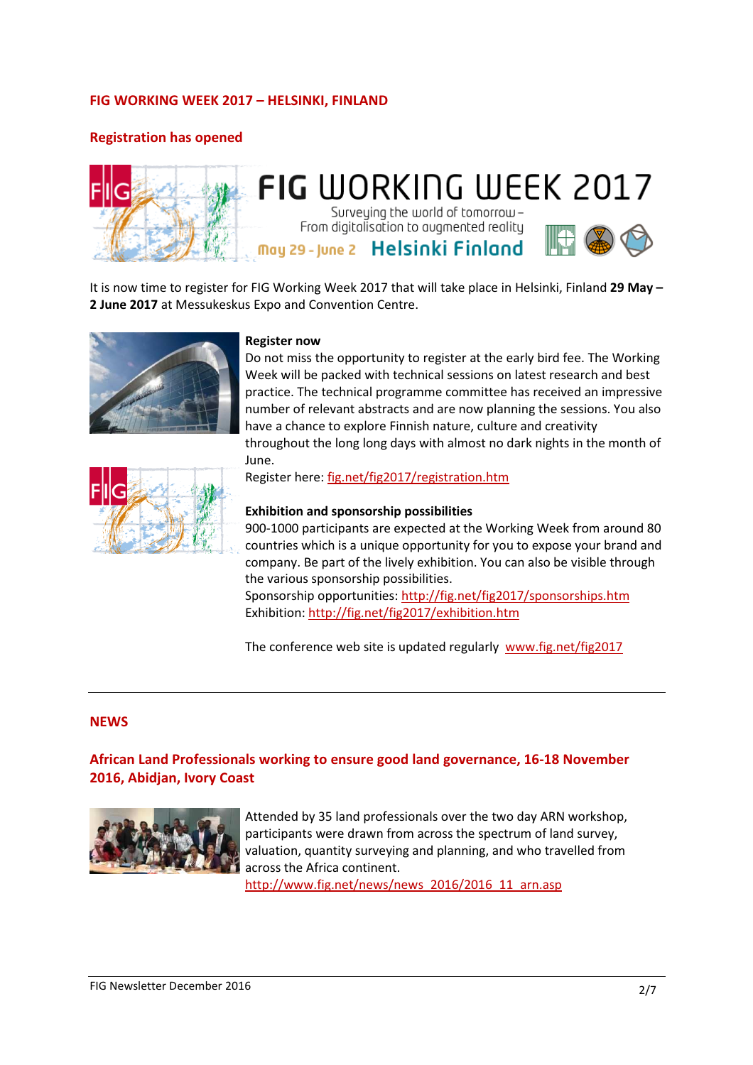## FIG WORKING WEEK 2017 – HELSINKI, FINLAND

### Registration has opened

It is now time to register for FIG Working Week 2017 that will take place in Helsinki, Finland **29 May – 2 June 2017** at Messukeskus Expo and Convention Centre.

**Register now**

Do not miss the opportunity to register at the early bird fee. The Working Week will be packed with technical sessions on latest research and best practice. The technical programme committee has received an impressive number of relevant abstracts and are now planning the sessions. You also have a chance to explore Finnish nature, culture and creativity throughout the long long days with almost no dark nights in the month of June.

Register here: fig.net/fig2017/registration.htm

**Exhibition and sponsorship possibilities**

900-1000 participants are expected at the Working Week from around 80 countries which is a unique opportunity for you to expose your brand and company. Be part of the lively exhibition. You can also be visible through the various sponsorship possibilities.

Sponsorship opportunities: http://fig.net/fig2017/sponsorships.htm

Exhibition: http://fig.net/fig2017/exhibition.htm

The conference web site is updated regularly www.fig.net/fig2017

---

## NEWS

### African Land Professionals working to ensure good land governance, 16-18 November 2016, Abidjan, Ivory Coast

Attended by 35 land professionals over the two day ARN workshop, participants were drawn from across the spectrum of land survey, valuation, quantity surveying and planning, and who travelled from across the Africa continent.

http://www.fig.net/news/news_2016/2016_11_arn.asp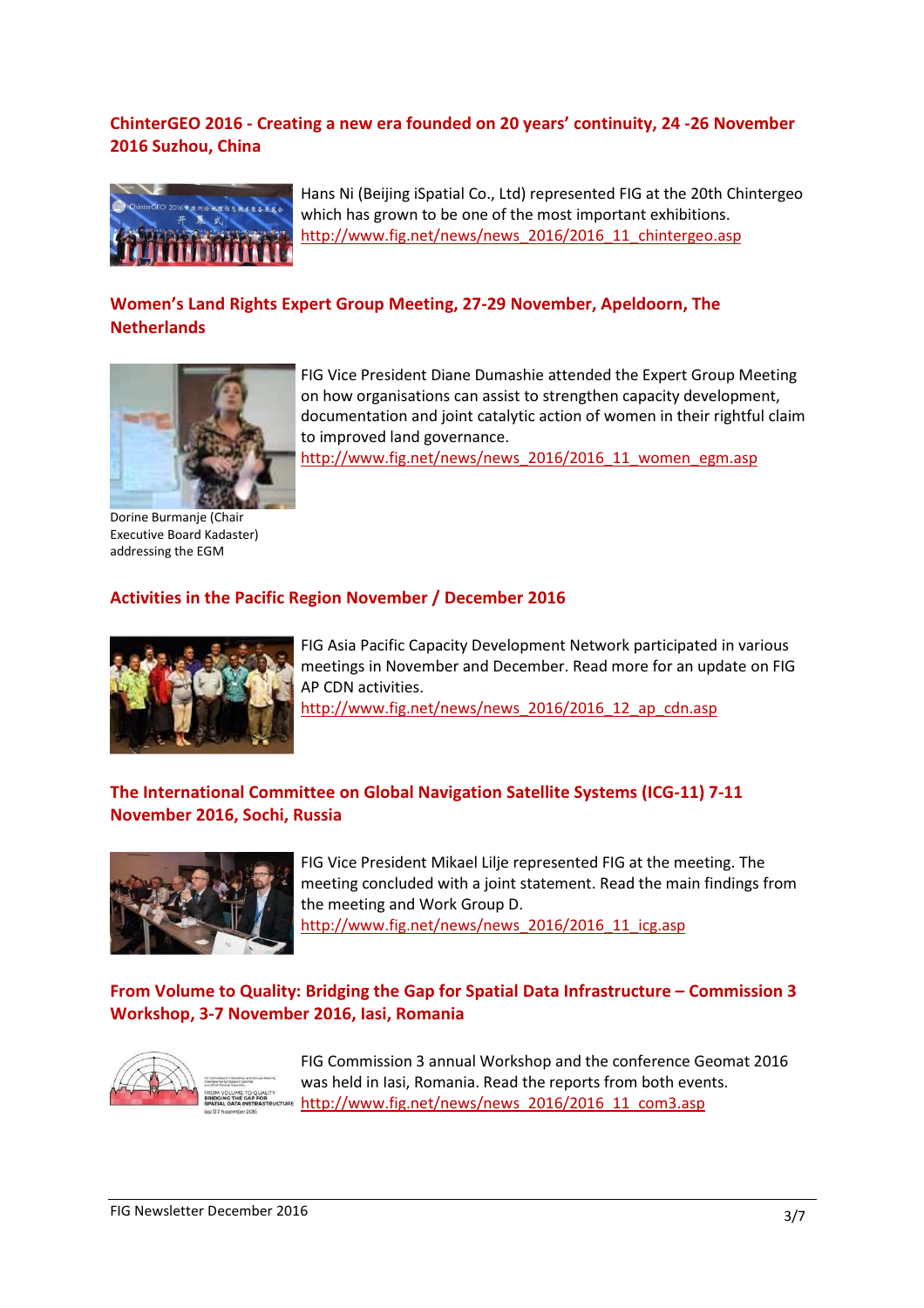## ChinterGEO 2016 - Creating a new era founded on 20 years' continuity, 24 -26 November 2016 Suzhou, China

Hans Ni (Beijing iSpatial Co., Ltd) represented FIG at the 20th Chintergeo which has grown to be one of the most important exhibitions.
http://www.fig.net/news/news_2016/2016_11_chintergeo.asp

## Women's Land Rights Expert Group Meeting, 27-29 November, Apeldoorn, The Netherlands

FIG Vice President Diane Dumashie attended the Expert Group Meeting on how organisations can assist to strengthen capacity development, documentation and joint catalytic action of women in their rightful claim to improved land governance.
http://www.fig.net/news/news_2016/2016_11_women_egm.asp

Dorine Burmanje (Chair Executive Board Kadaster) addressing the EGM

## Activities in the Pacific Region November / December 2016

FIG Asia Pacific Capacity Development Network participated in various meetings in November and December. Read more for an update on FIG AP CDN activities.
http://www.fig.net/news/news_2016/2016_12_ap_cdn.asp

## The International Committee on Global Navigation Satellite Systems (ICG-11) 7-11 November 2016, Sochi, Russia

FIG Vice President Mikael Lilje represented FIG at the meeting. The meeting concluded with a joint statement. Read the main findings from the meeting and Work Group D.
http://www.fig.net/news/news_2016/2016_11_icg.asp

## From Volume to Quality: Bridging the Gap for Spatial Data Infrastructure – Commission 3 Workshop, 3-7 November 2016, Iasi, Romania

FIG Commission 3 annual Workshop and the conference Geomat 2016 was held in Iasi, Romania. Read the reports from both events.
http://www.fig.net/news/news_2016/2016_11_com3.asp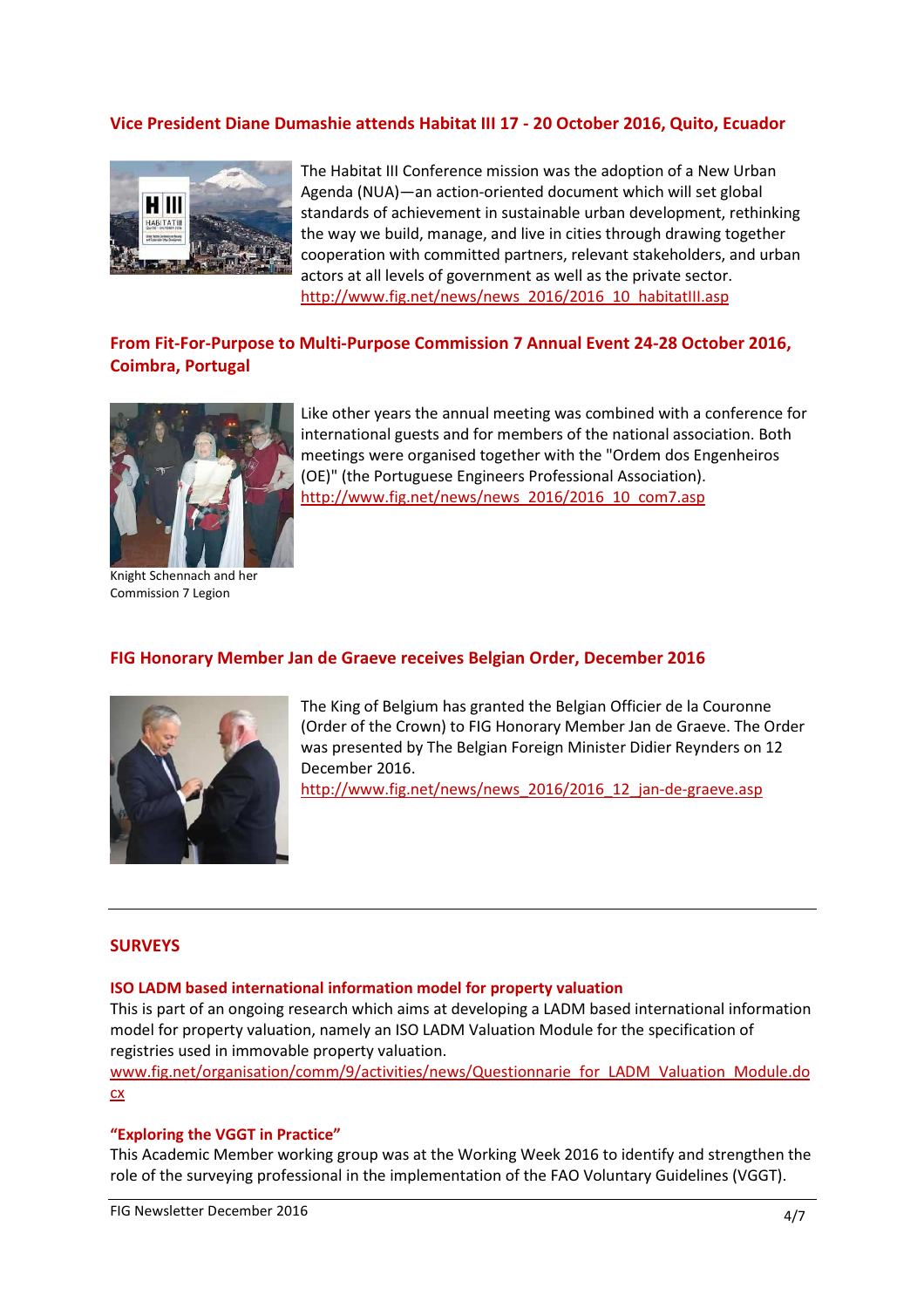### Vice President Diane Dumashie attends Habitat III 17 - 20 October 2016, Quito, Ecuador

The Habitat III Conference mission was the adoption of a New Urban Agenda (NUA)—an action-oriented document which will set global standards of achievement in sustainable urban development, rethinking the way we build, manage, and live in cities through drawing together cooperation with committed partners, relevant stakeholders, and urban actors at all levels of government as well as the private sector.
http://www.fig.net/news/news_2016/2016_10_habitatIII.asp

### From Fit-For-Purpose to Multi-Purpose Commission 7 Annual Event 24-28 October 2016, Coimbra, Portugal

Like other years the annual meeting was combined with a conference for international guests and for members of the national association. Both meetings were organised together with the "Ordem dos Engenheiros (OE)" (the Portuguese Engineers Professional Association).
http://www.fig.net/news/news_2016/2016_10_com7.asp

Knight Schennach and her Commission 7 Legion

### FIG Honorary Member Jan de Graeve receives Belgian Order, December 2016

The King of Belgium has granted the Belgian Officier de la Couronne (Order of the Crown) to FIG Honorary Member Jan de Graeve. The Order was presented by The Belgian Foreign Minister Didier Reynders on 12 December 2016.
http://www.fig.net/news/news_2016/2016_12_jan-de-graeve.asp

---

## SURVEYS

### ISO LADM based international information model for property valuation

This is part of an ongoing research which aims at developing a LADM based international information model for property valuation, namely an ISO LADM Valuation Module for the specification of registries used in immovable property valuation.
www.fig.net/organisation/comm/9/activities/news/Questionnarie_for_LADM_Valuation_Module.docx

### "Exploring the VGGT in Practice"

This Academic Member working group was at the Working Week 2016 to identify and strengthen the role of the surveying professional in the implementation of the FAO Voluntary Guidelines (VGGT).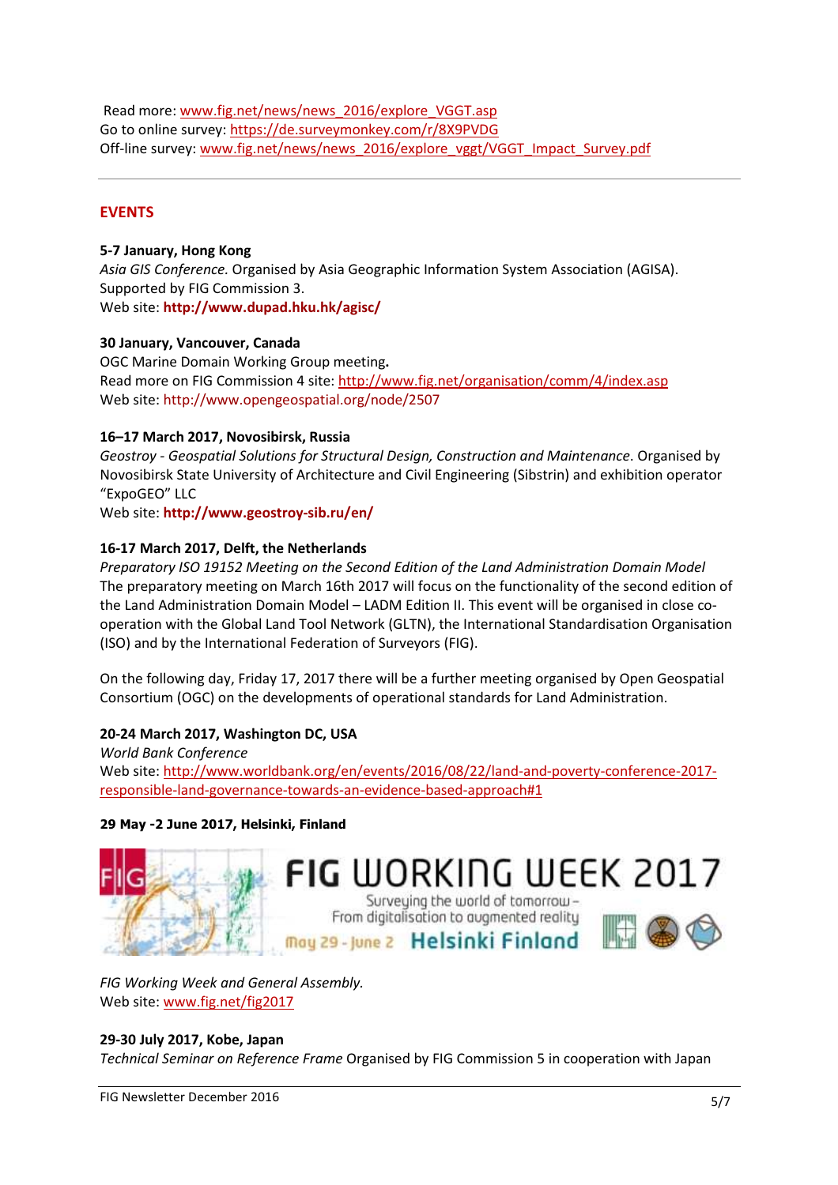Read more: www.fig.net/news/news_2016/explore_VGGT.asp
Go to online survey: https://de.surveymonkey.com/r/8X9PVDG
Off-line survey: www.fig.net/news/news_2016/explore_vggt/VGGT_Impact_Survey.pdf

---

## EVENTS

**5-7 January, Hong Kong**
*Asia GIS Conference.* Organised by Asia Geographic Information System Association (AGISA). Supported by FIG Commission 3.
Web site: **http://www.dupad.hku.hk/agisc/**

**30 January, Vancouver, Canada**
OGC Marine Domain Working Group meeting**.**
Read more on FIG Commission 4 site: http://www.fig.net/organisation/comm/4/index.asp
Web site: http://www.opengeospatial.org/node/2507

**16–17 March 2017, Novosibirsk, Russia**
*Geostroy - Geospatial Solutions for Structural Design, Construction and Maintenance*. Organised by Novosibirsk State University of Architecture and Civil Engineering (Sibstrin) and exhibition operator "ExpoGEO" LLC
Web site: **http://www.geostroy-sib.ru/en/**

**16-17 March 2017, Delft, the Netherlands**
*Preparatory ISO 19152 Meeting on the Second Edition of the Land Administration Domain Model*
The preparatory meeting on March 16th 2017 will focus on the functionality of the second edition of the Land Administration Domain Model – LADM Edition II. This event will be organised in close co-operation with the Global Land Tool Network (GLTN), the International Standardisation Organisation (ISO) and by the International Federation of Surveyors (FIG).

On the following day, Friday 17, 2017 there will be a further meeting organised by Open Geospatial Consortium (OGC) on the developments of operational standards for Land Administration.

**20-24 March 2017, Washington DC, USA**
*World Bank Conference*
Web site: http://www.worldbank.org/en/events/2016/08/22/land-and-poverty-conference-2017-responsible-land-governance-towards-an-evidence-based-approach#1

**29 May -2 June 2017, Helsinki, Finland**

FIG WORKING WEEK 2017
Surveying the world of tomorrow – From digitalisation to augmented reality
May 29 - June 2 Helsinki Finland

*FIG Working Week and General Assembly.*
Web site: www.fig.net/fig2017

**29-30 July 2017, Kobe, Japan**
*Technical Seminar on Reference Frame* Organised by FIG Commission 5 in cooperation with Japan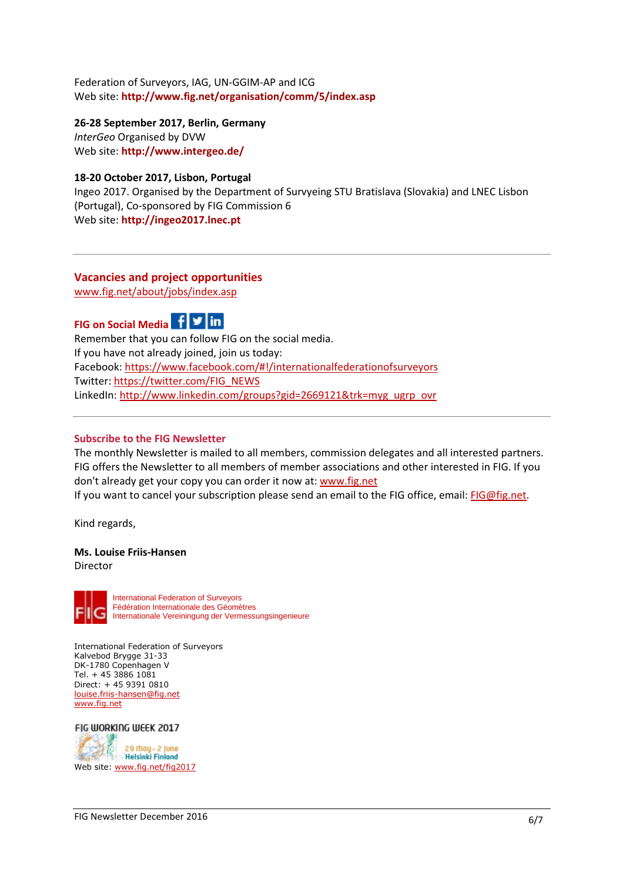Federation of Surveyors, IAG, UN-GGIM-AP and ICG
Web site: **http://www.fig.net/organisation/comm/5/index.asp**

**26-28 September 2017, Berlin, Germany**
*InterGeo* Organised by DVW
Web site: **http://www.intergeo.de/**

**18-20 October 2017, Lisbon, Portugal**
Ingeo 2017. Organised by the Department of Survyeing STU Bratislava (Slovakia) and LNEC Lisbon (Portugal), Co-sponsored by FIG Commission 6
Web site: **http://ingeo2017.lnec.pt**

---

## Vacancies and project opportunities

www.fig.net/about/jobs/index.asp

### FIG on Social Media

Remember that you can follow FIG on the social media.
If you have not already joined, join us today:
Facebook: https://www.facebook.com/#!/internationalfederationofsurveyors
Twitter: https://twitter.com/FIG_NEWS
LinkedIn: http://www.linkedin.com/groups?gid=2669121&trk=myg_ugrp_ovr

---

### Subscribe to the FIG Newsletter

The monthly Newsletter is mailed to all members, commission delegates and all interested partners. FIG offers the Newsletter to all members of member associations and other interested in FIG. If you don't already get your copy you can order it now at: www.fig.net
If you want to cancel your subscription please send an email to the FIG office, email: FIG@fig.net.

Kind regards,

**Ms. Louise Friis-Hansen**
Director

FIG
International Federation of Surveyors
Fédération Internationale des Géomètres
Internationale Vereiningung der Vermessungsingenieure

International Federation of Surveyors
Kalvebod Brygge 31-33
DK-1780 Copenhagen V
Tel. + 45 3886 1081
Direct: + 45 9391 0810
louise.friis-hansen@fig.net
www.fig.net

FIG WORKING WEEK 2017
29 May - 2 June
Helsinki Finland
Web site: www.fig.net/fig2017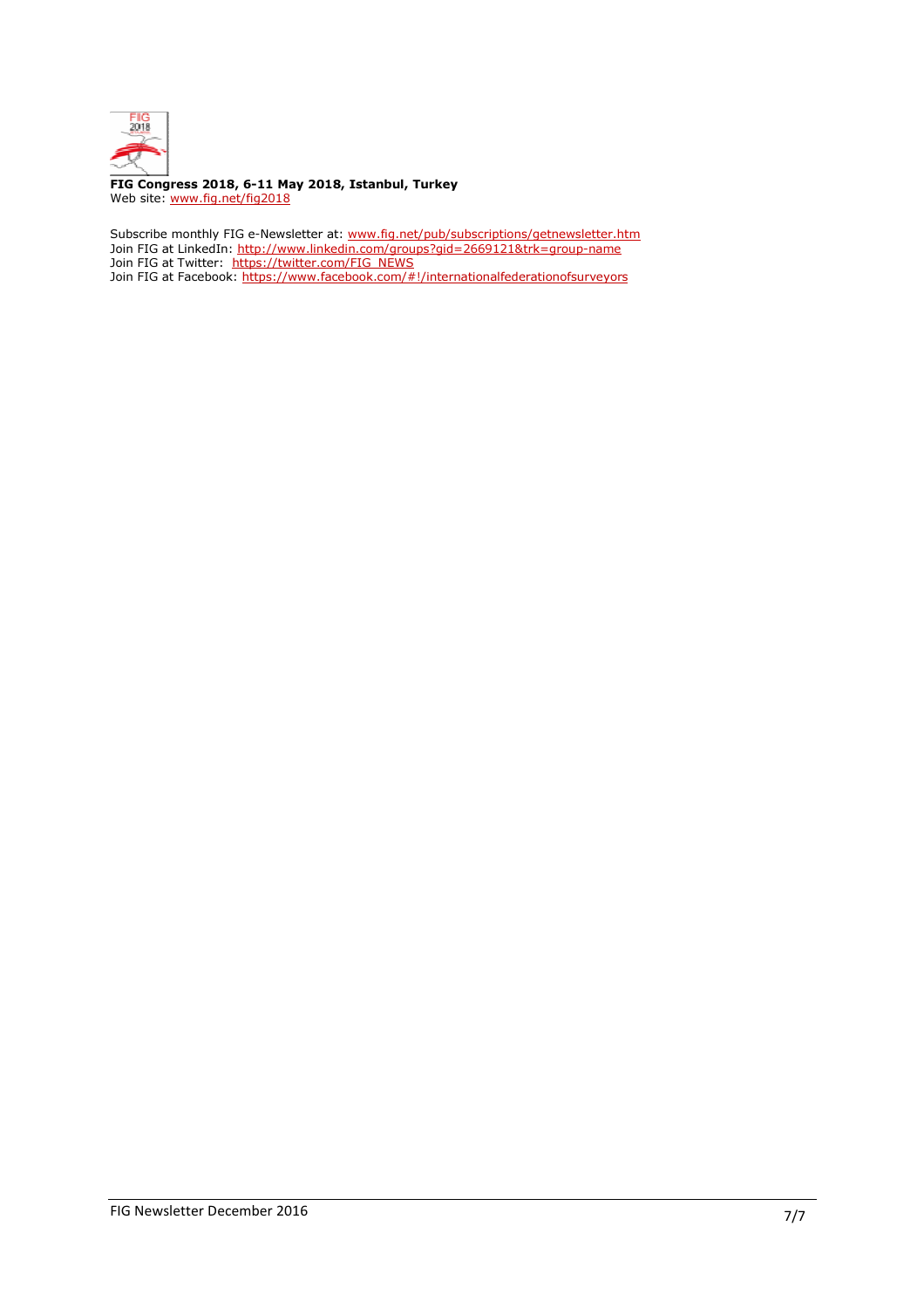**FIG Congress 2018, 6-11 May 2018, Istanbul, Turkey**
Web site: www.fig.net/fig2018

Subscribe monthly FIG e-Newsletter at: www.fig.net/pub/subscriptions/getnewsletter.htm
Join FIG at LinkedIn: http://www.linkedin.com/groups?gid=2669121&trk=group-name
Join FIG at Twitter: https://twitter.com/FIG_NEWS
Join FIG at Facebook: https://www.facebook.com/#!/internationalfederationofsurveyors